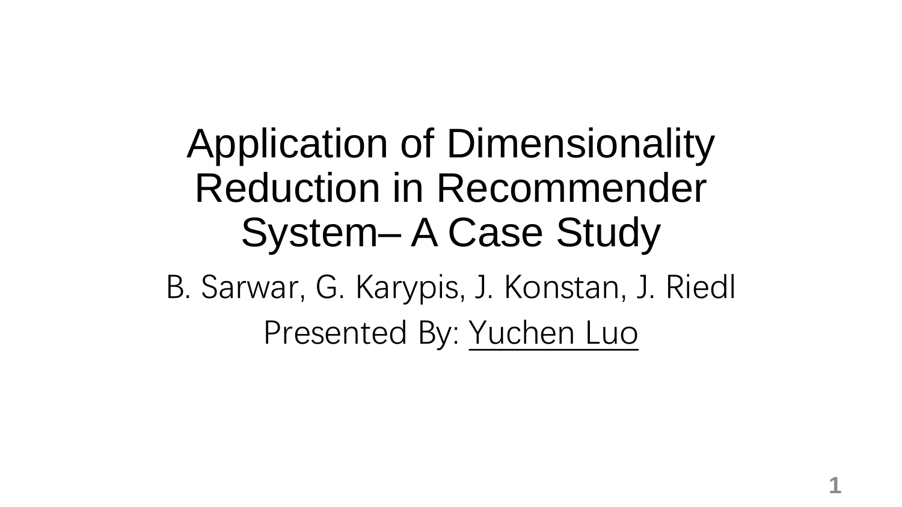# Application of Dimensionality Reduction in Recommender System– A Case Study

B. Sarwar, G. Karypis, J. Konstan, J. Riedl

Presented By: Yuchen Luo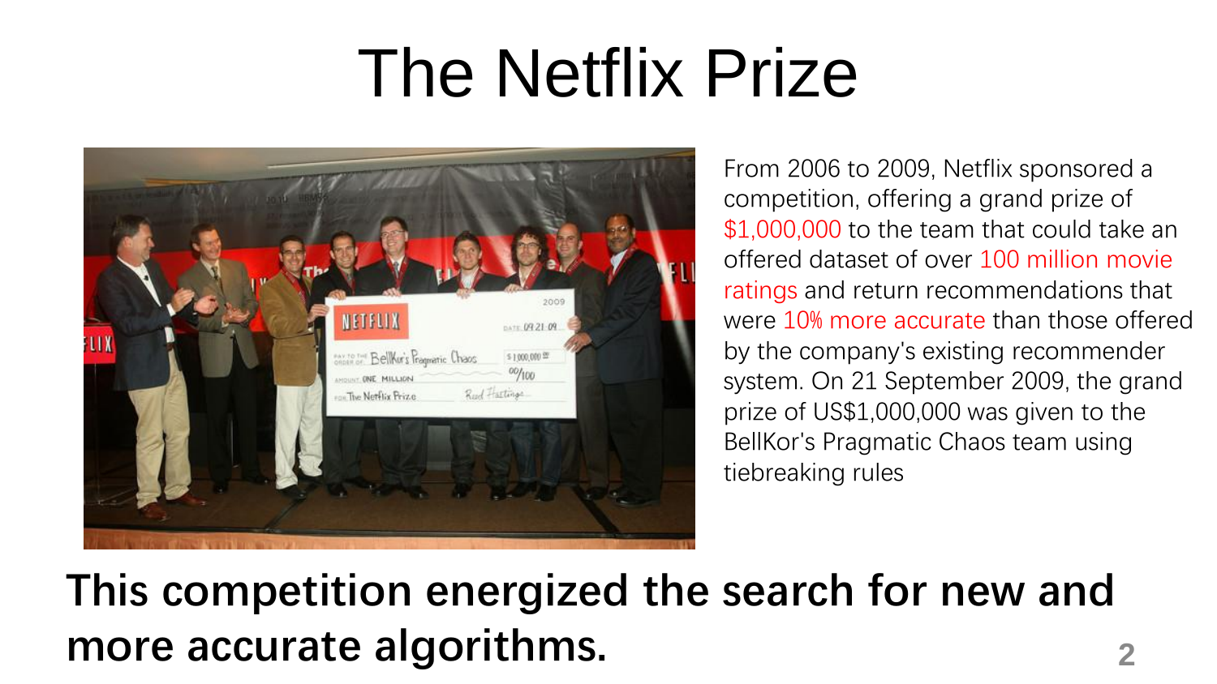# The Netflix Prize

From 2006 to 2009, Netflix sponsored a competition, offering a grand prize of $1,000,000 to the team that could take an offered dataset of over 100 million movie ratings and return recommendations that were 10% more accurate than those offered by the company's existing recommender system. On 21 September 2009, the grand prize of US$1,000,000 was given to the BellKor's Pragmatic Chaos team using tiebreaking rules

**This competition energized the search for new and more accurate algorithms.**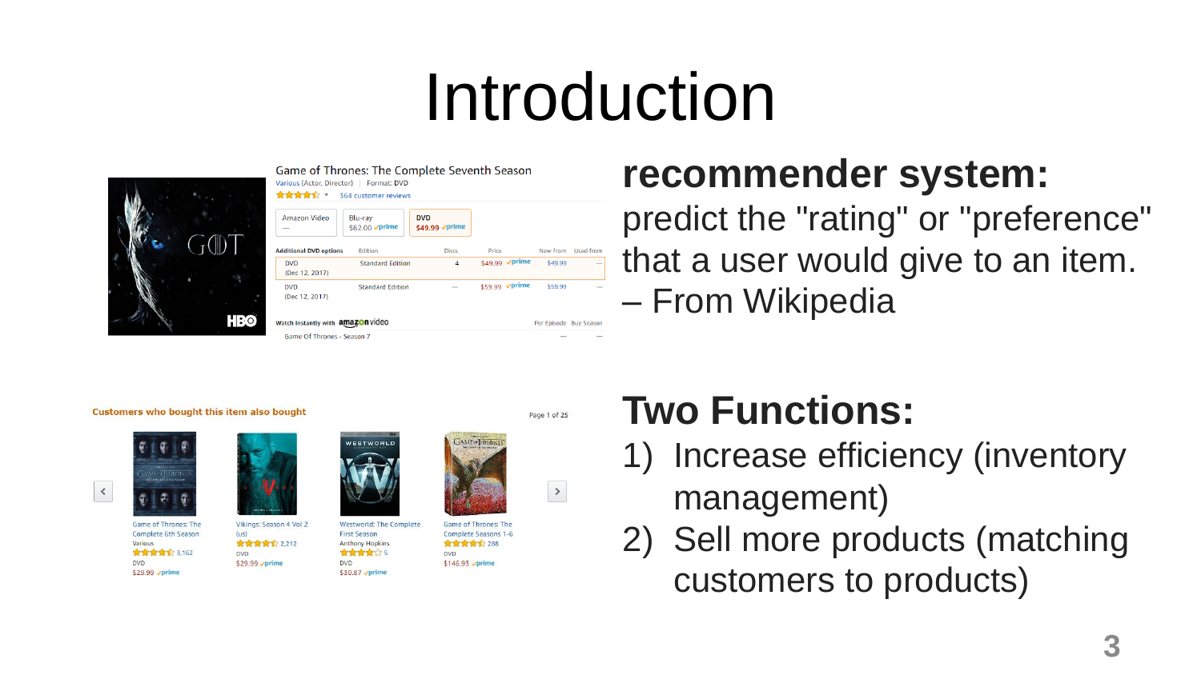# Introduction

**recommender system:**
predict the "rating" or "preference" that a user would give to an item.
– From Wikipedia

**Two Functions:**

1) Increase efficiency (inventory management)
2) Sell more products (matching customers to products)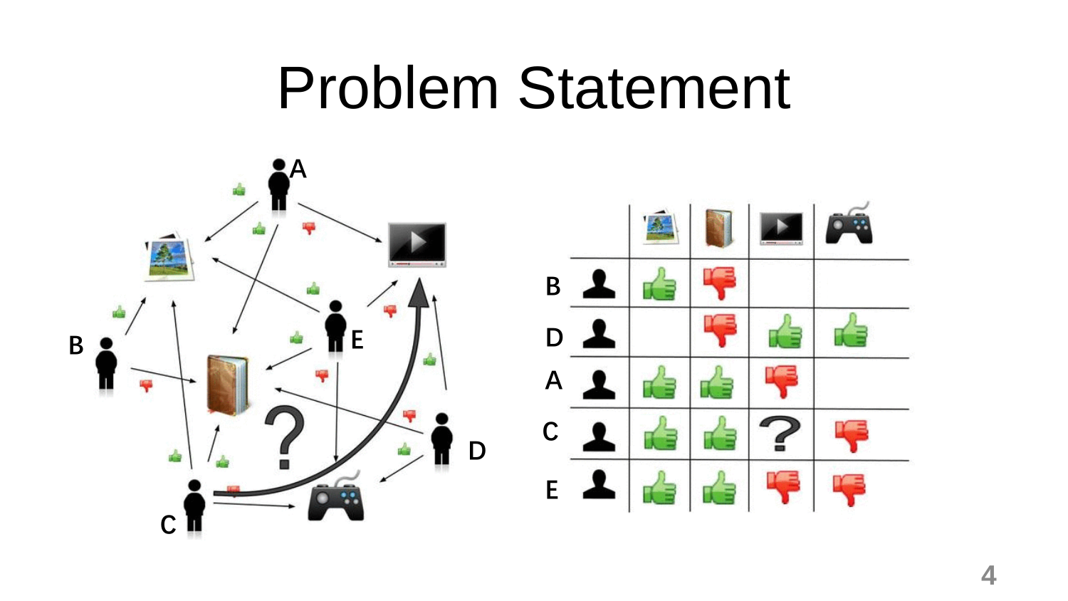# Problem Statement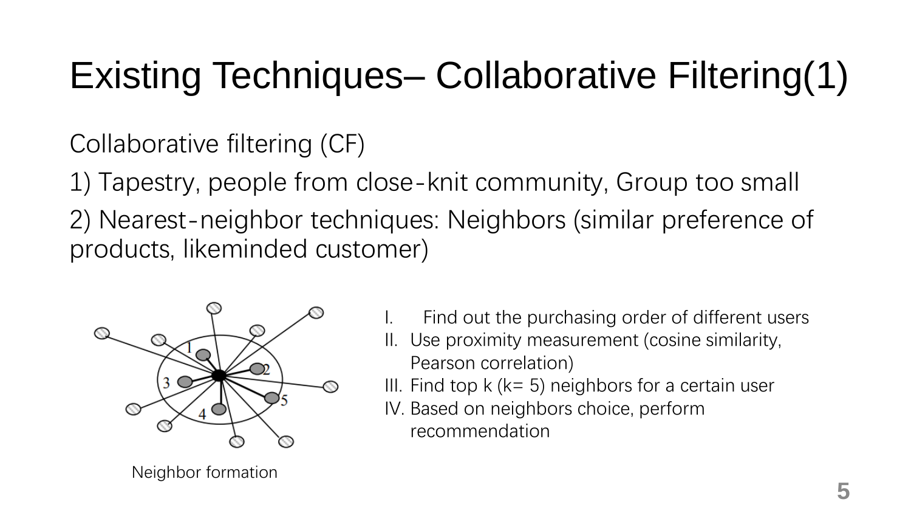# Existing Techniques– Collaborative Filtering(1)

Collaborative filtering (CF)

1) Tapestry, people from close-knit community, Group too small

2) Nearest-neighbor techniques: Neighbors (similar preference of products, likeminded customer)

I. Find out the purchasing order of different users
II. Use proximity measurement (cosine similarity, Pearson correlation)
III. Find top k (k= 5) neighbors for a certain user
IV. Based on neighbors choice, perform recommendation

Neighbor formation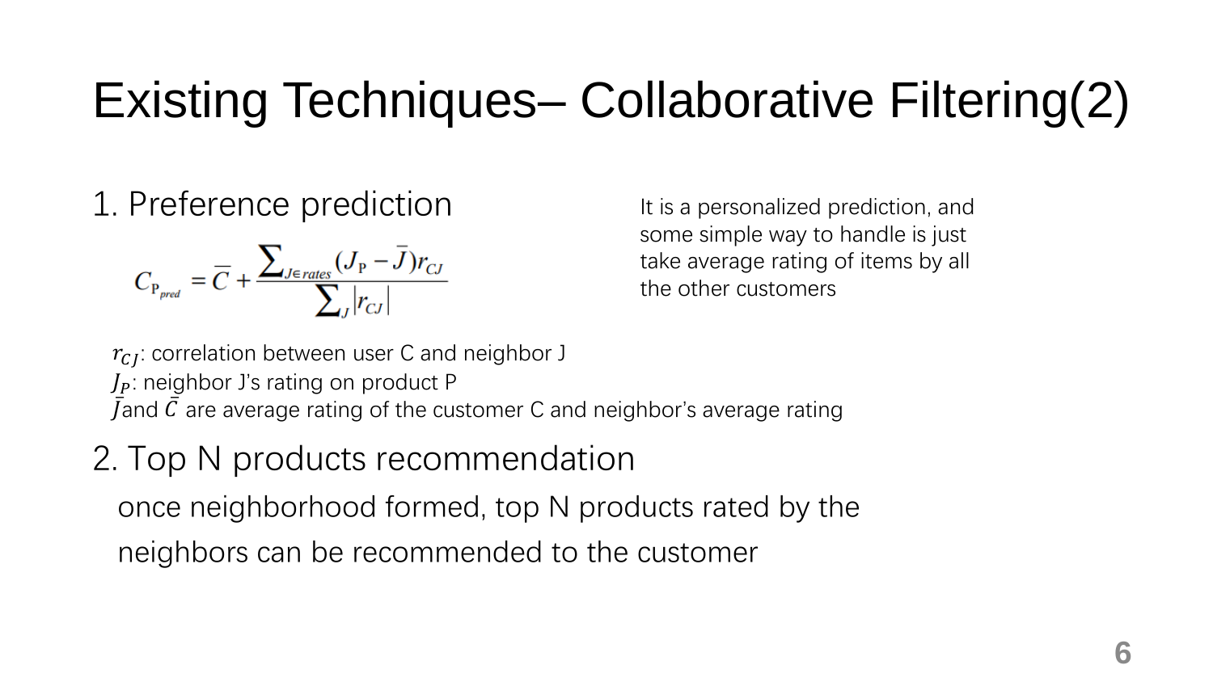# Existing Techniques– Collaborative Filtering(2)

1. Preference prediction

$$C_{P_{pred}} = \overline{C} + \frac{\sum_{J \in rates} (J_P - \overline{J}) r_{CJ}}{\sum_J |r_{CJ}|}$$

It is a personalized prediction, and some simple way to handle is just take average rating of items by all the other customers

$r_{CJ}$: correlation between user C and neighbor J
$J_P$: neighbor J's rating on product P
$\bar{J}$and $\bar{C}$ are average rating of the customer C and neighbor's average rating

2. Top N products recommendation

once neighborhood formed, top N products rated by the neighbors can be recommended to the customer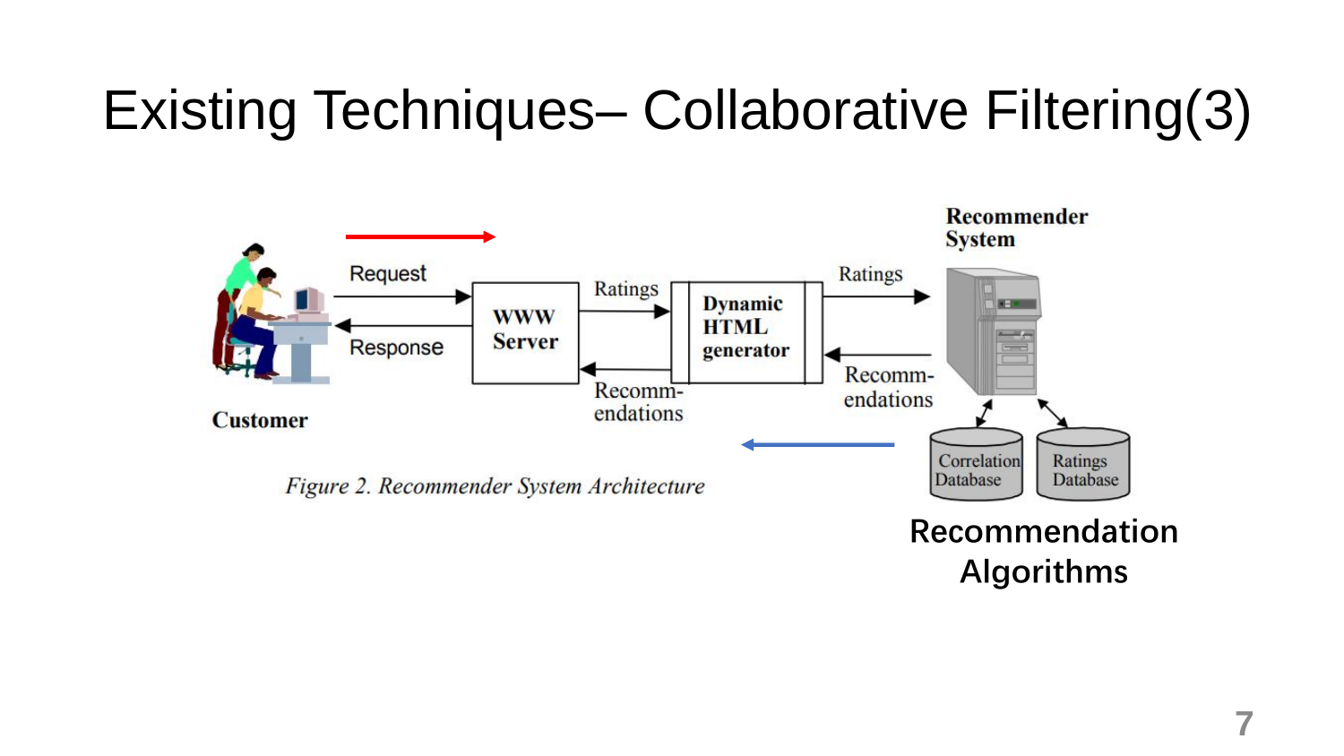# Existing Techniques– Collaborative Filtering(3)

Request

Response

Customer

WWW Server

Ratings

Recomm-endations

Dynamic HTML generator

Ratings

Recomm-endations

Recommender System

Correlation Database

Ratings Database

*Figure 2. Recommender System Architecture*

**Recommendation Algorithms**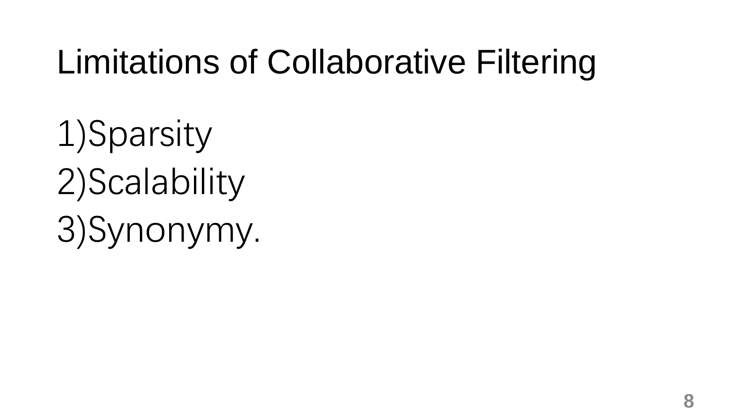# Limitations of Collaborative Filtering

1)Sparsity
2)Scalability
3)Synonymy.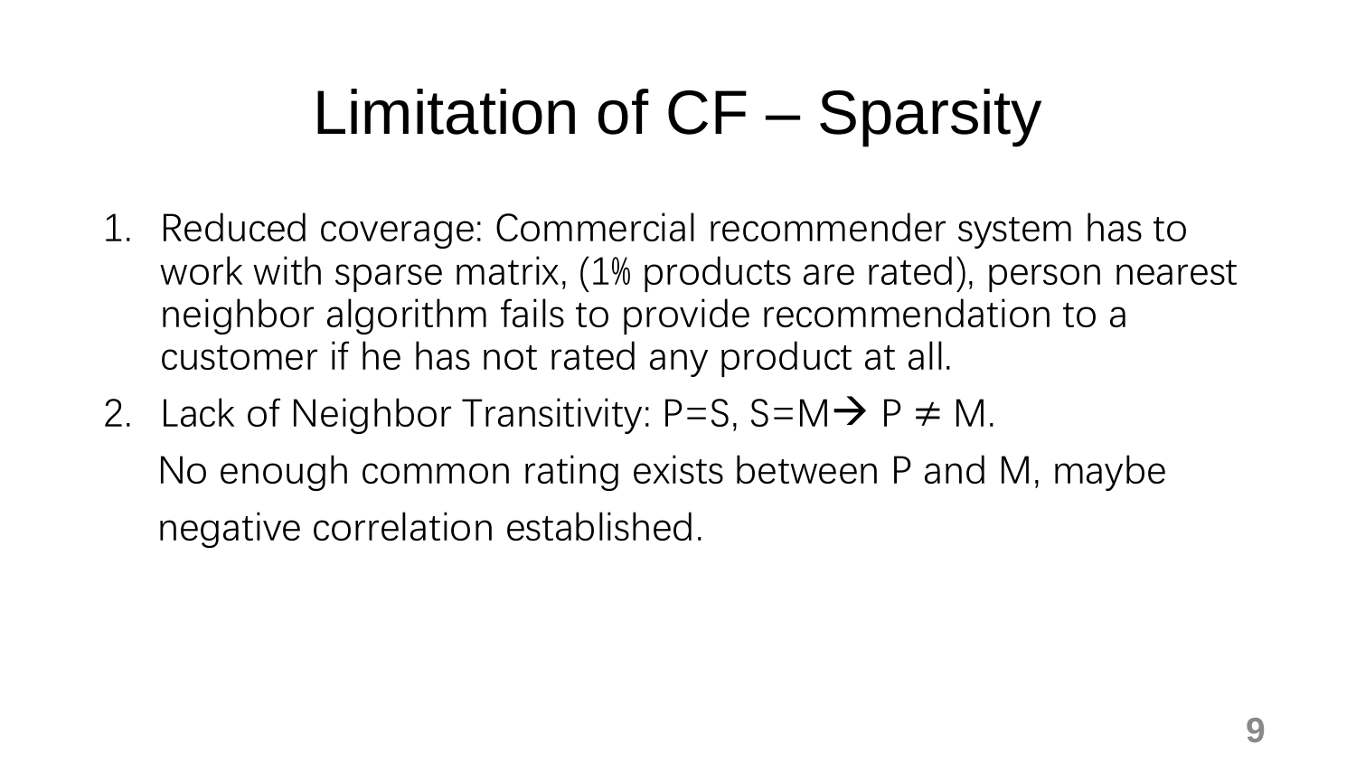# Limitation of CF – Sparsity

1. Reduced coverage: Commercial recommender system has to work with sparse matrix, (1% products are rated), person nearest neighbor algorithm fails to provide recommendation to a customer if he has not rated any product at all.
2. Lack of Neighbor Transitivity: P=S, S=M→ P ≠ M.

   No enough common rating exists between P and M, maybe negative correlation established.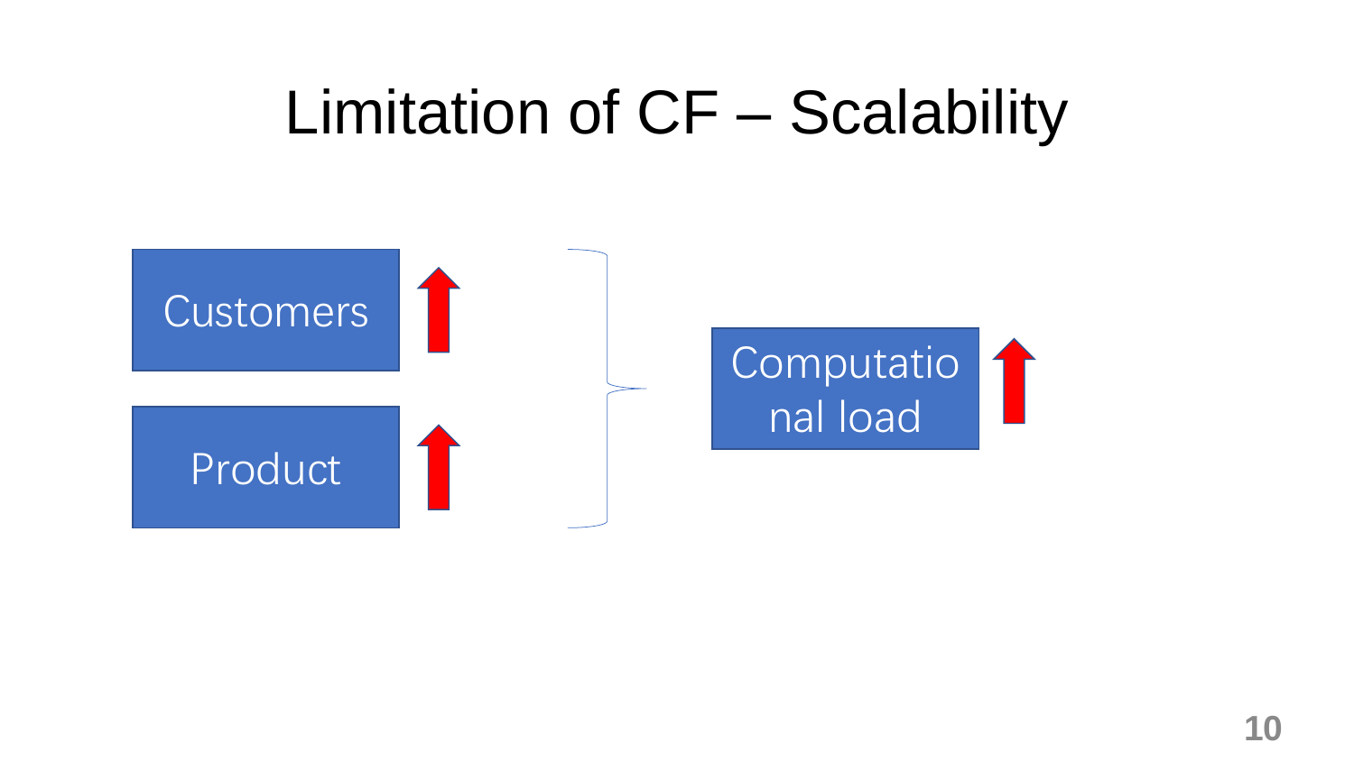# Limitation of CF – Scalability

Customers

Product

Computational load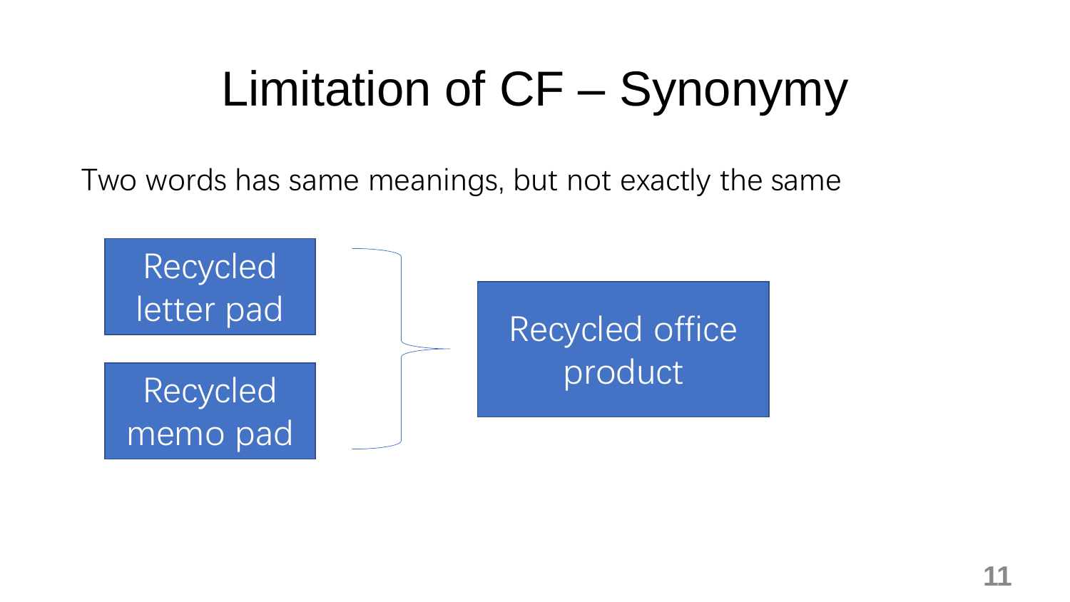# Limitation of CF – Synonymy

Two words has same meanings, but not exactly the same

Recycled letter pad

Recycled memo pad

Recycled office product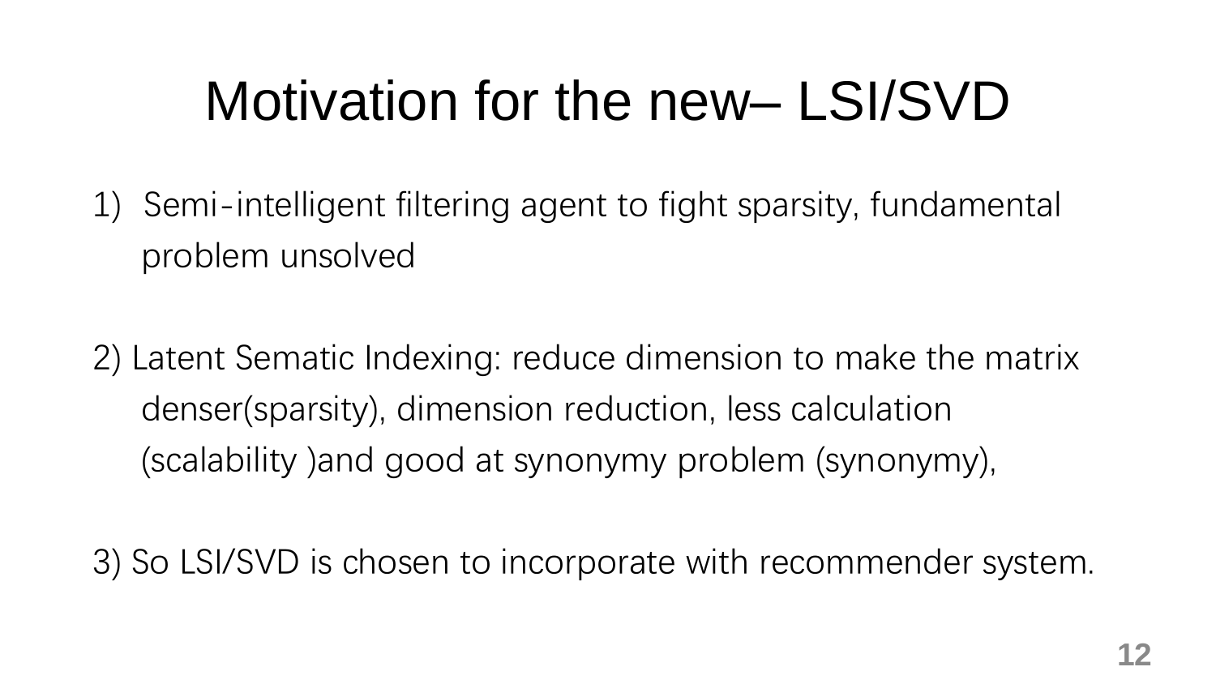# Motivation for the new– LSI/SVD

1) Semi-intelligent filtering agent to fight sparsity, fundamental problem unsolved

2) Latent Sematic Indexing: reduce dimension to make the matrix denser(sparsity), dimension reduction, less calculation (scalability )and good at synonymy problem (synonymy),

3) So LSI/SVD is chosen to incorporate with recommender system.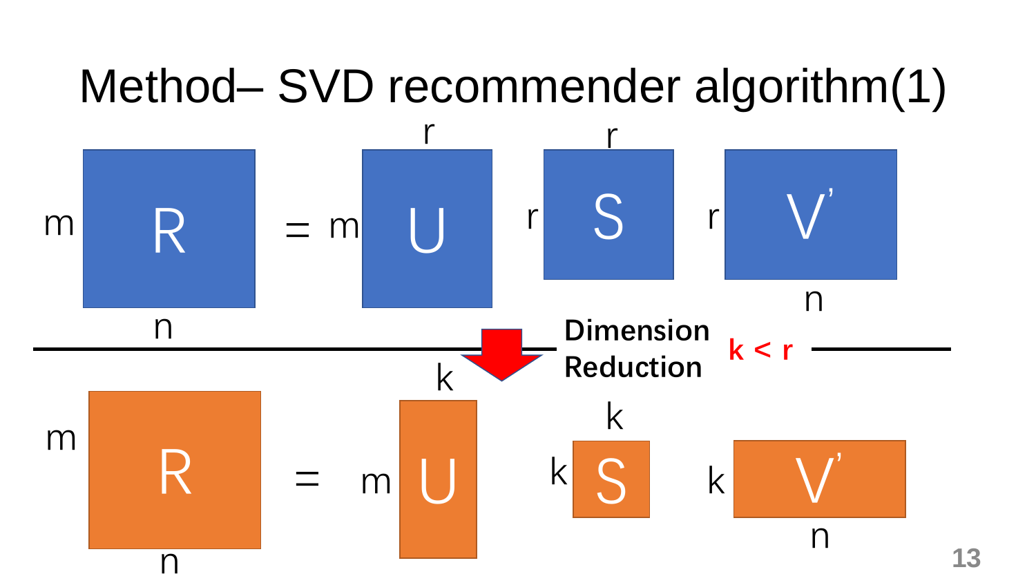# Method– SVD recommender algorithm(1)

$$R_{m \times n} = U_{m \times r} \, S_{r \times r} \, V'_{r \times n}$$

**Dimension Reduction** **k < r**

$$R_{m \times n} = U_{m \times k} \, S_{k \times k} \, V'_{k \times n}$$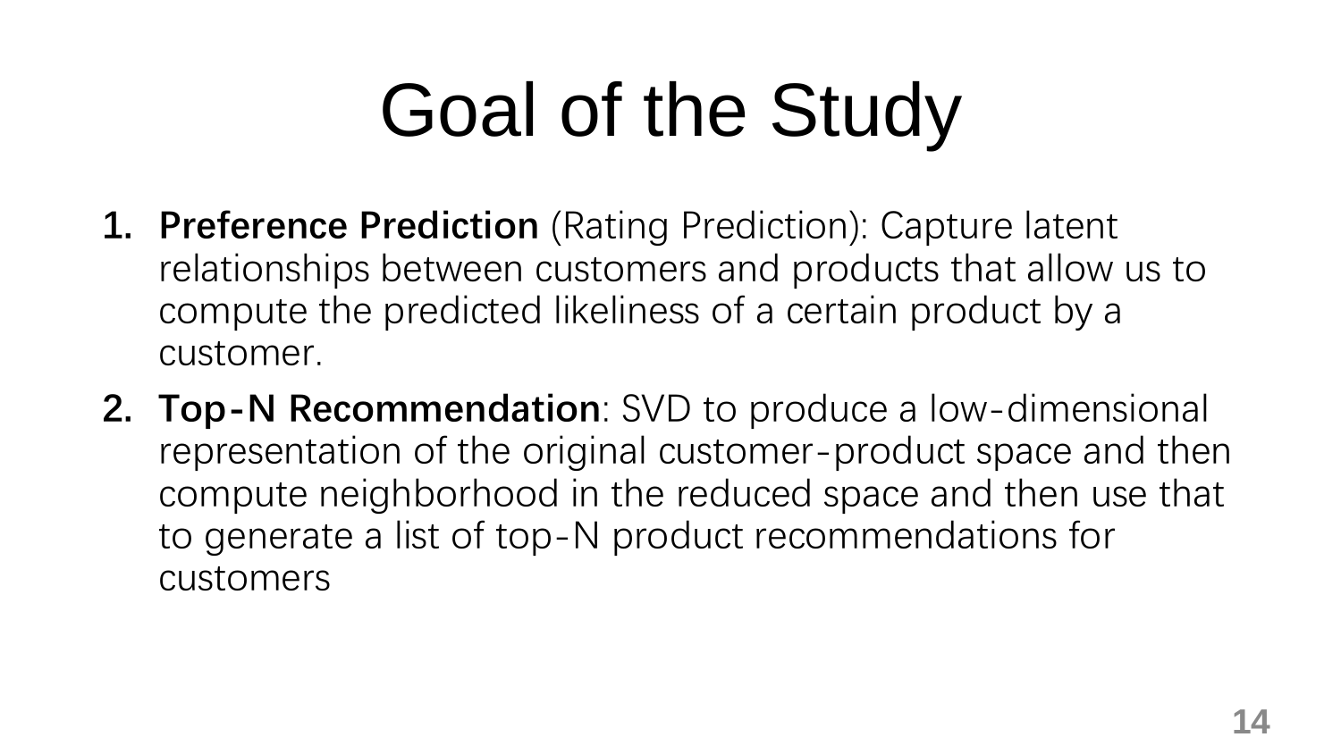# Goal of the Study

1. **Preference Prediction** (Rating Prediction): Capture latent relationships between customers and products that allow us to compute the predicted likeliness of a certain product by a customer.
2. **Top-N Recommendation**: SVD to produce a low-dimensional representation of the original customer-product space and then compute neighborhood in the reduced space and then use that to generate a list of top-N product recommendations for customers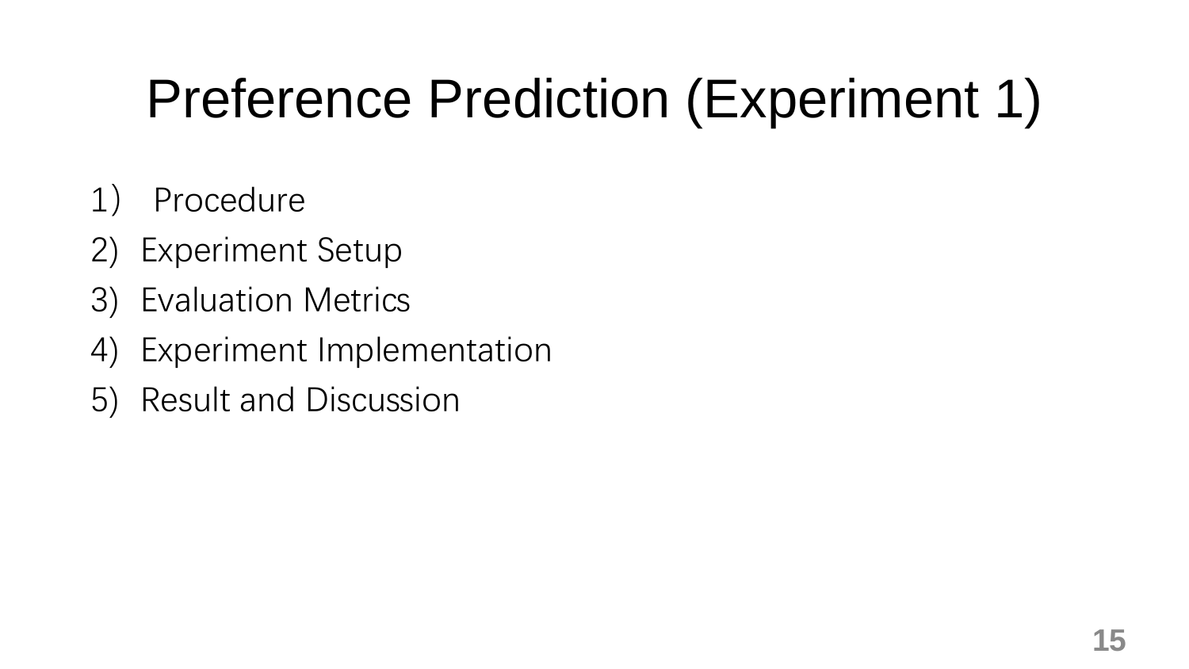# Preference Prediction (Experiment 1)

1) Procedure
2) Experiment Setup
3) Evaluation Metrics
4) Experiment Implementation
5) Result and Discussion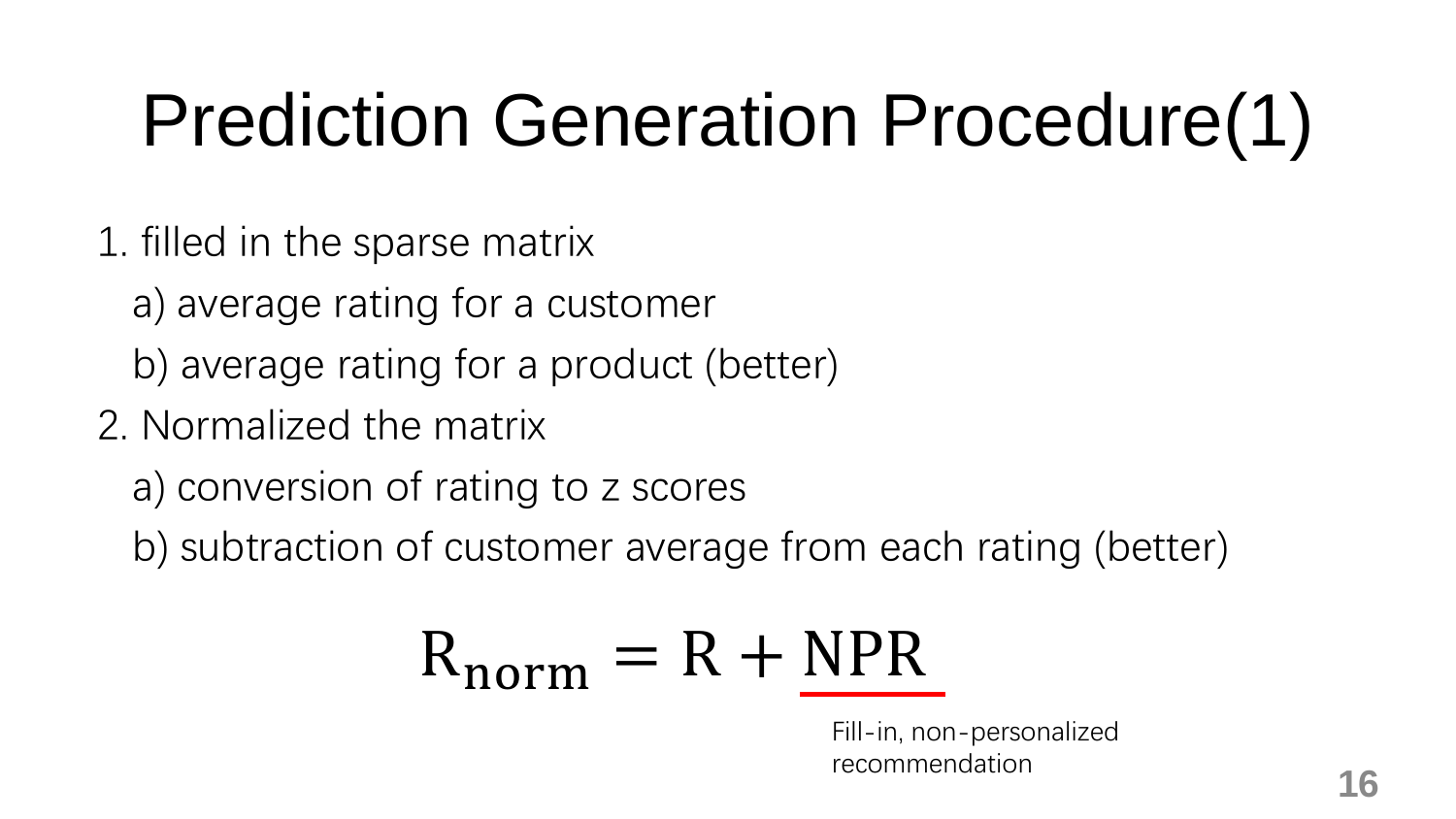# Prediction Generation Procedure(1)

1. filled in the sparse matrix
   a) average rating for a customer
   b) average rating for a product (better)
2. Normalized the matrix
   a) conversion of rating to z scores
   b) subtraction of customer average from each rating (better)

$$R_{norm} = R + \underline{NPR}$$

Fill-in, non-personalized recommendation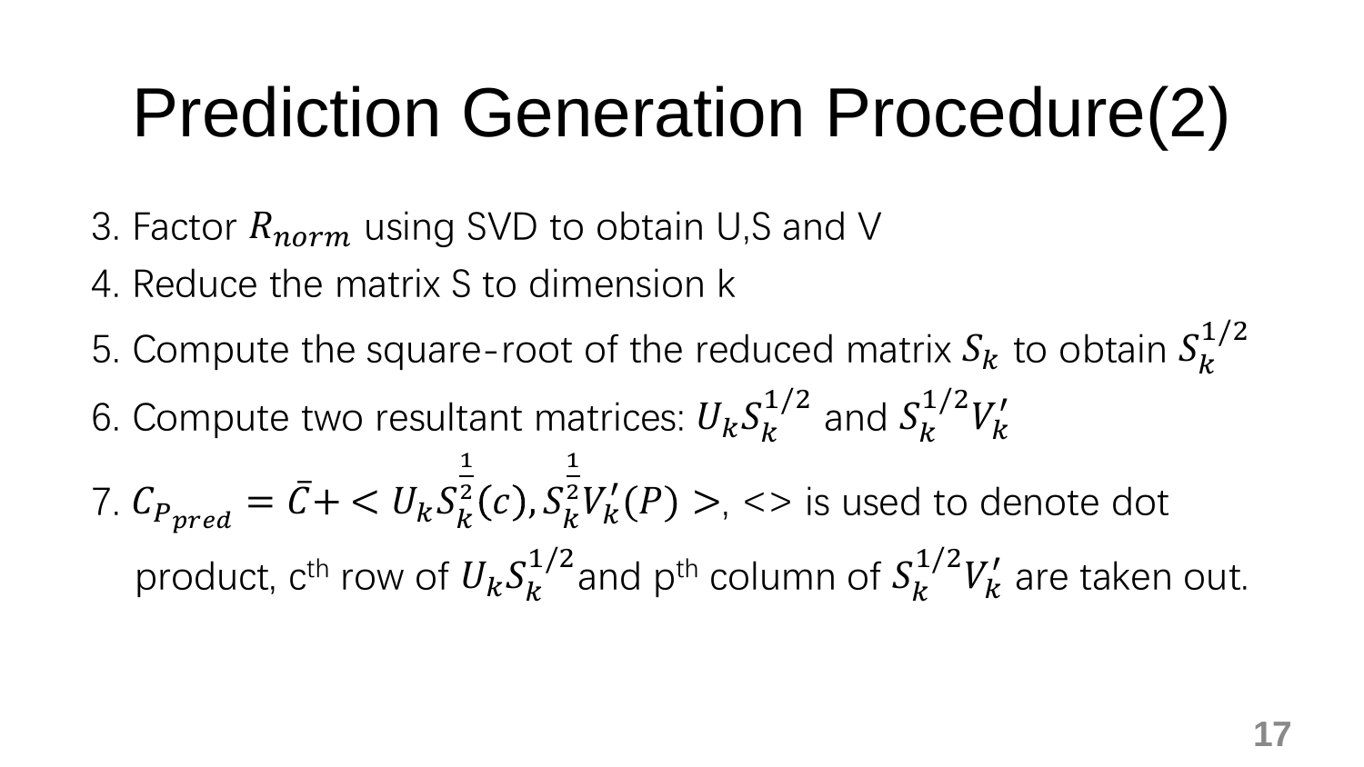# Prediction Generation Procedure(2)

3. Factor $R_{norm}$ using SVD to obtain U,S and V
4. Reduce the matrix S to dimension k
5. Compute the square-root of the reduced matrix $S_k$ to obtain $S_k^{1/2}$
6. Compute two resultant matrices: $U_k S_k^{1/2}$ and $S_k^{1/2} V_k'$
7. $C_{P_{pred}} = \bar{C} + < U_k S_k^{\frac{1}{2}}(c), S_k^{\frac{1}{2}} V_k'(P) >$, <> is used to denote dot product, $c^{th}$ row of $U_k S_k^{1/2}$ and $p^{th}$ column of $S_k^{1/2} V_k'$ are taken out.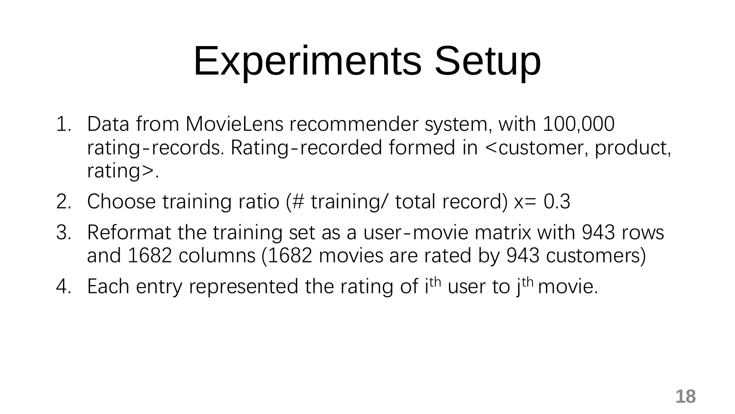# Experiments Setup

1. Data from MovieLens recommender system, with 100,000 rating-records. Rating-recorded formed in <customer, product, rating>.
2. Choose training ratio (# training/ total record) x= 0.3
3. Reformat the training set as a user-movie matrix with 943 rows and 1682 columns (1682 movies are rated by 943 customers)
4. Each entry represented the rating of $i^{th}$ user to $j^{th}$ movie.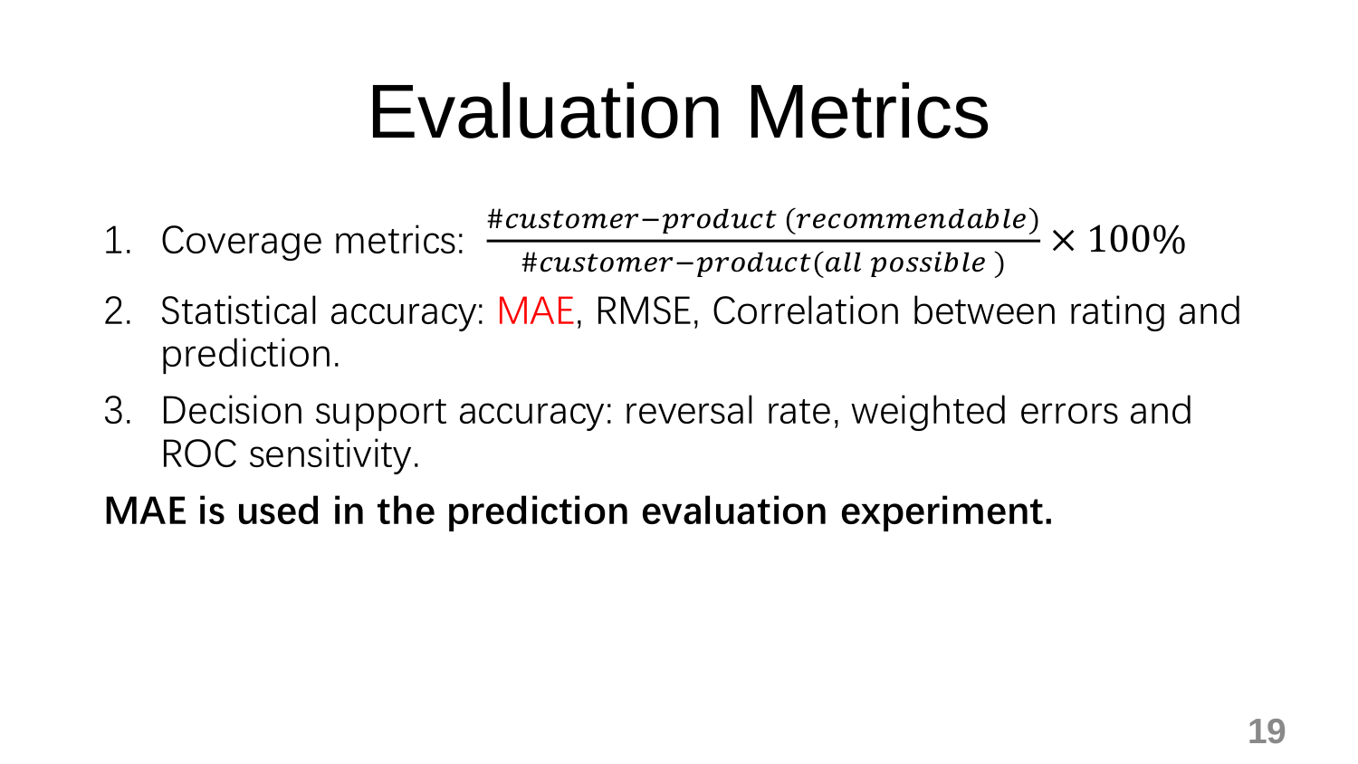# Evaluation Metrics

1. Coverage metrics: $\frac{\#customer-product\ (recommendable)}{\#customer-product(all\ possible\ )} \times 100\%$
2. Statistical accuracy: MAE, RMSE, Correlation between rating and prediction.
3. Decision support accuracy: reversal rate, weighted errors and ROC sensitivity.

**MAE is used in the prediction evaluation experiment.**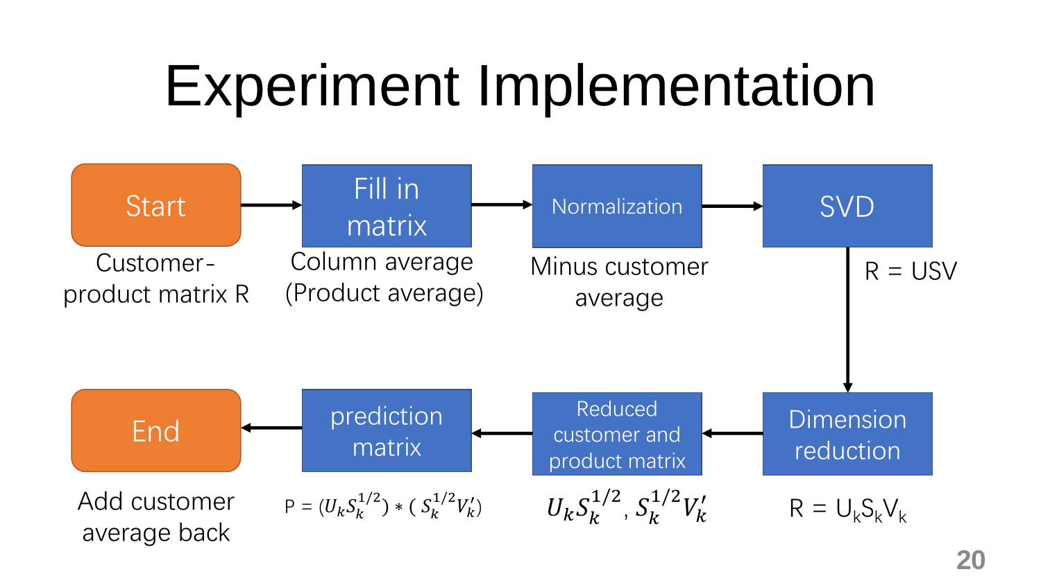# Experiment Implementation

1. **Start** — Customer-product matrix R
2. **Fill in matrix** — Column average (Product average)
3. **Normalization** — Minus customer average
4. **SVD** — R = USV
5. **Dimension reduction** — $R = U_k S_k V_k$
6. **Reduced customer and product matrix** — $U_k S_k^{1/2}$, $S_k^{1/2} V_k'$
7. **prediction matrix** — $P = (U_k S_k^{1/2}) * (S_k^{1/2} V_k')$
8. **End** — Add customer average back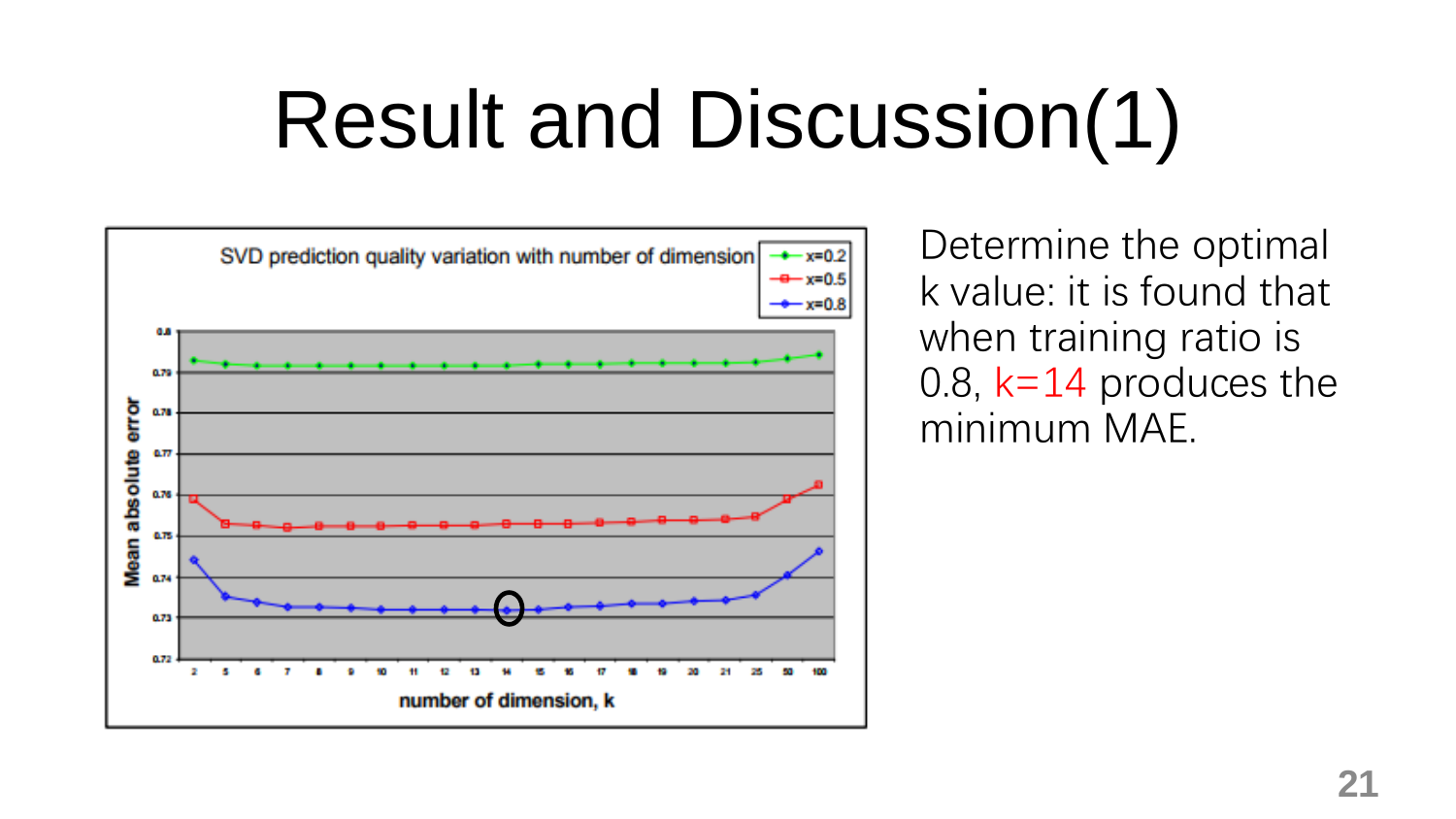# Result and Discussion(1)

Determine the optimal k value: it is found that when training ratio is 0.8, k=14 produces the minimum MAE.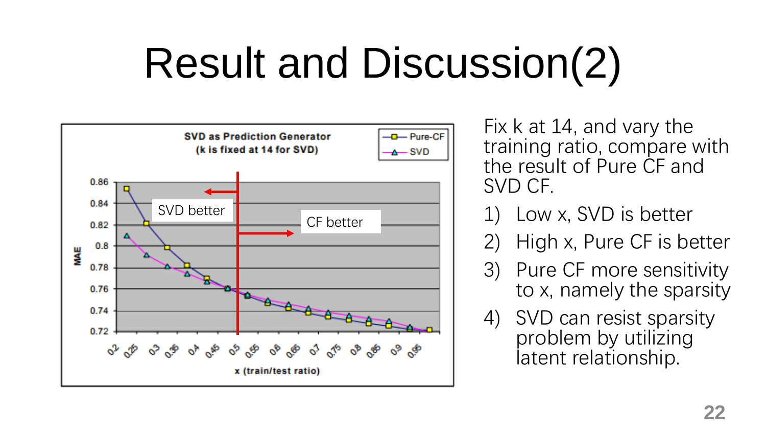# Result and Discussion(2)

Fix k at 14, and vary the training ratio, compare with the result of Pure CF and SVD CF.

1) Low x, SVD is better
2) High x, Pure CF is better
3) Pure CF more sensitivity to x, namely the sparsity
4) SVD can resist sparsity problem by utilizing latent relationship.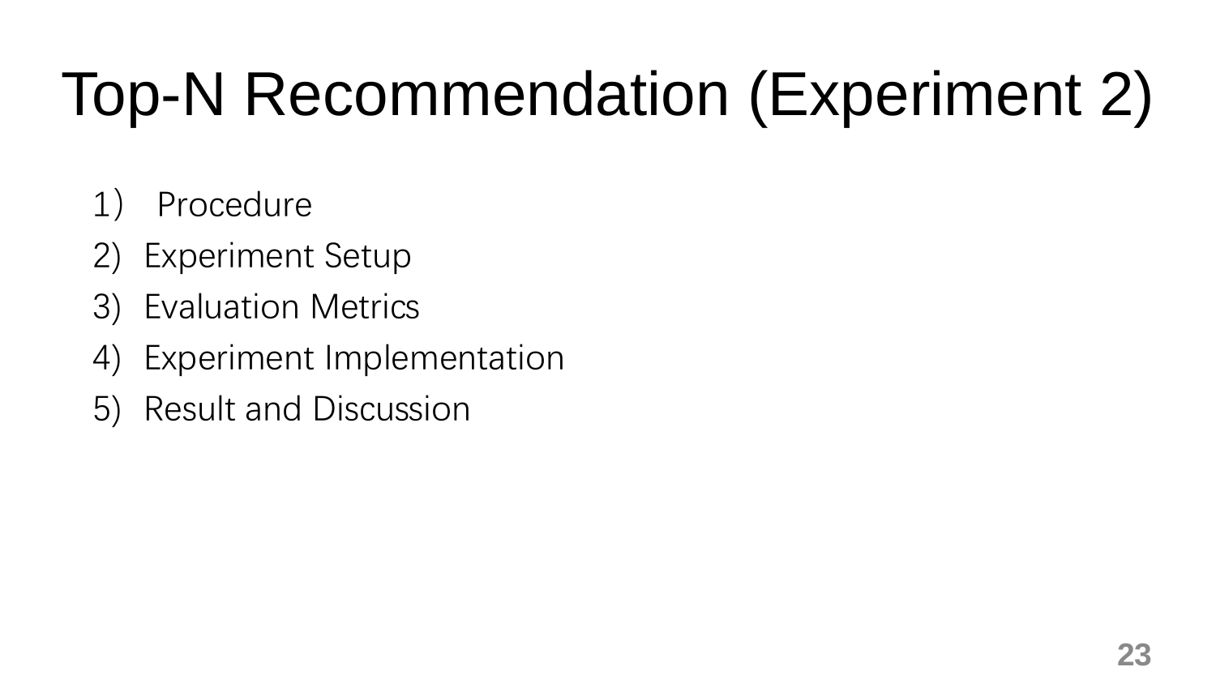# Top-N Recommendation (Experiment 2)

1) Procedure
2) Experiment Setup
3) Evaluation Metrics
4) Experiment Implementation
5) Result and Discussion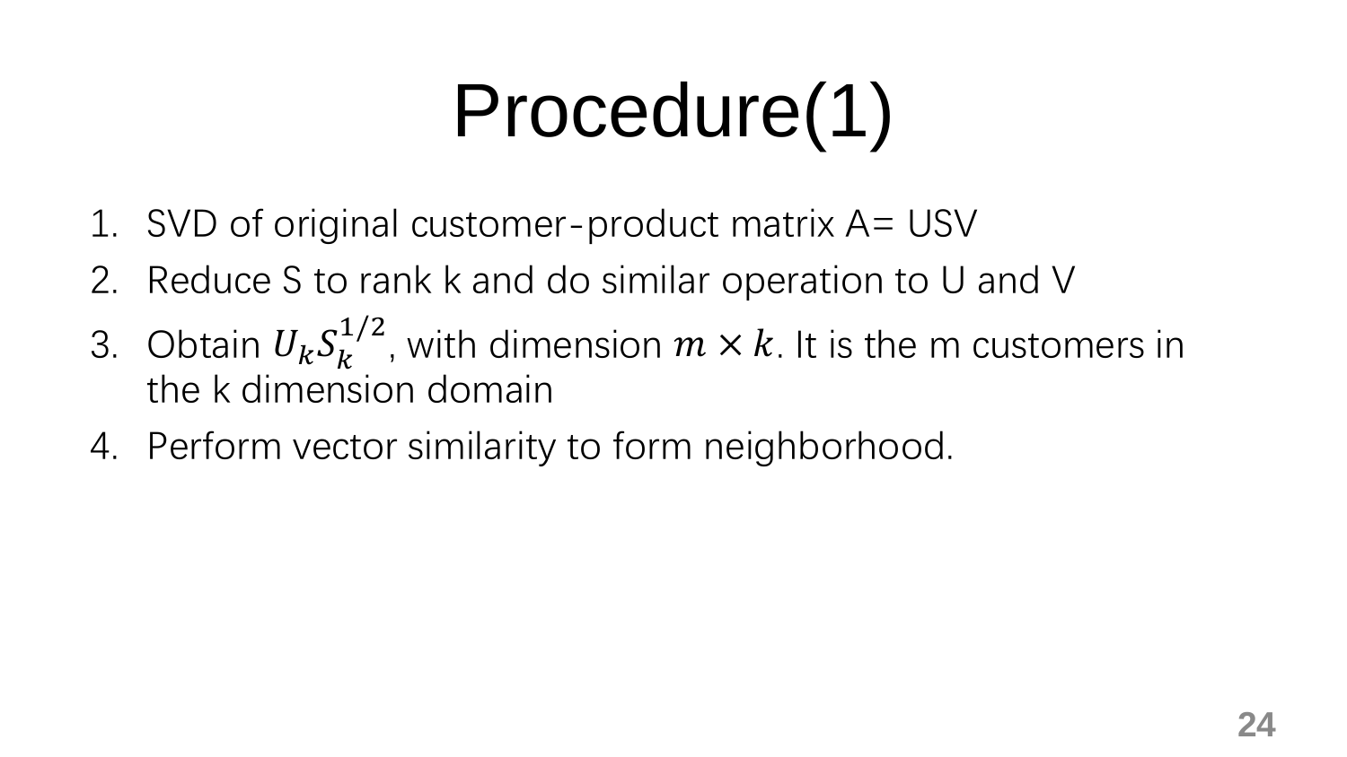# Procedure(1)

1. SVD of original customer-product matrix A= USV
2. Reduce S to rank k and do similar operation to U and V
3. Obtain $U_k S_k^{1/2}$, with dimension $m \times k$. It is the m customers in the k dimension domain
4. Perform vector similarity to form neighborhood.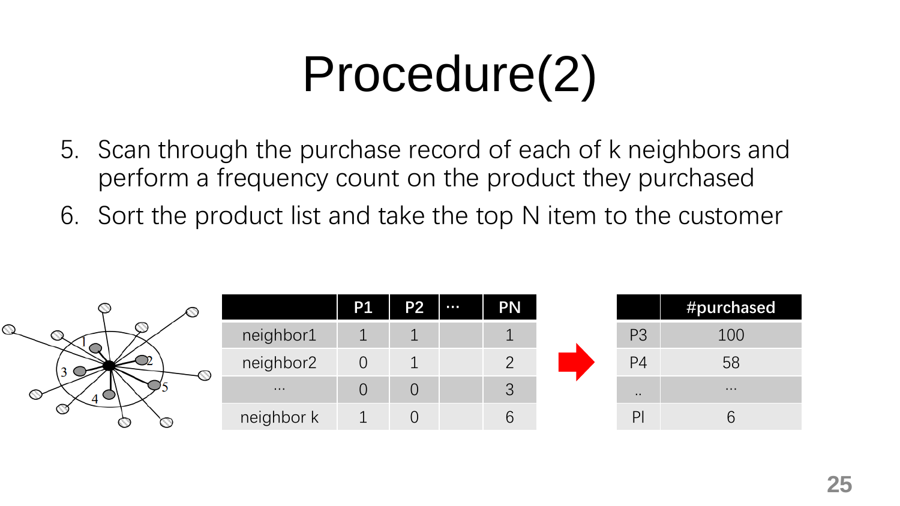# Procedure(2)

5. Scan through the purchase record of each of k neighbors and perform a frequency count on the product they purchased
6. Sort the product list and take the top N item to the customer

| | P1 | P2 | … | PN |
|---|---|---|---|---|
| neighbor1 | 1 | 1 | | 1 |
| neighbor2 | 0 | 1 | | 2 |
| … | 0 | 0 | | 3 |
| neighbor k | 1 | 0 | | 6 |

| | #purchased |
|---|---|
| P3 | 100 |
| P4 | 58 |
| .. | … |
| Pl | 6 |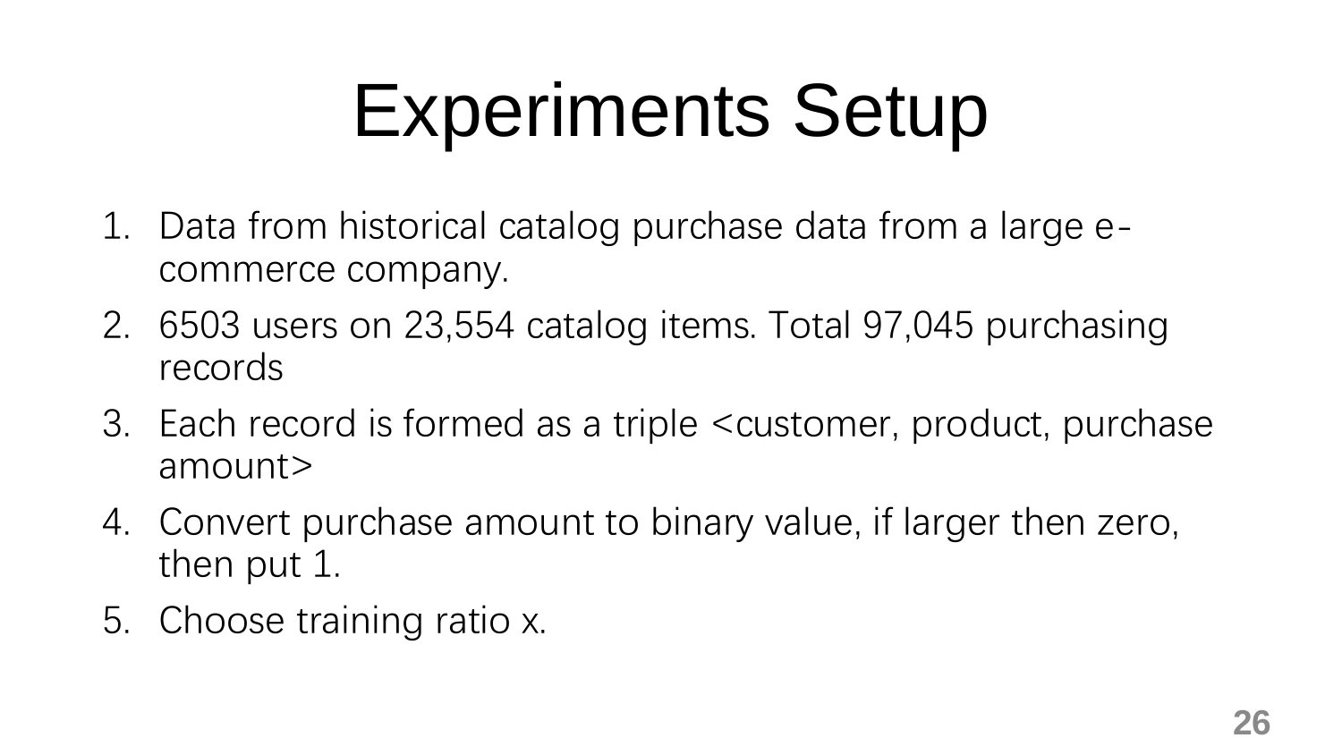# Experiments Setup

1. Data from historical catalog purchase data from a large e-commerce company.
2. 6503 users on 23,554 catalog items. Total 97,045 purchasing records
3. Each record is formed as a triple <customer, product, purchase amount>
4. Convert purchase amount to binary value, if larger then zero, then put 1.
5. Choose training ratio x.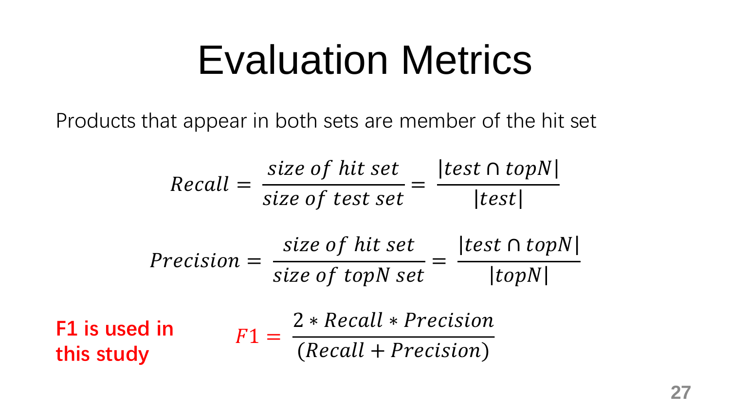# Evaluation Metrics

Products that appear in both sets are member of the hit set

$$Recall = \frac{size\ of\ hit\ set}{size\ of\ test\ set} = \frac{|test \cap topN|}{|test|}$$

$$Precision = \frac{size\ of\ hit\ set}{size\ of\ topN\ set} = \frac{|test \cap topN|}{|topN|}$$

**F1 is used in this study**

$$F1 = \frac{2 * Recall * Precision}{(Recall + Precision)}$$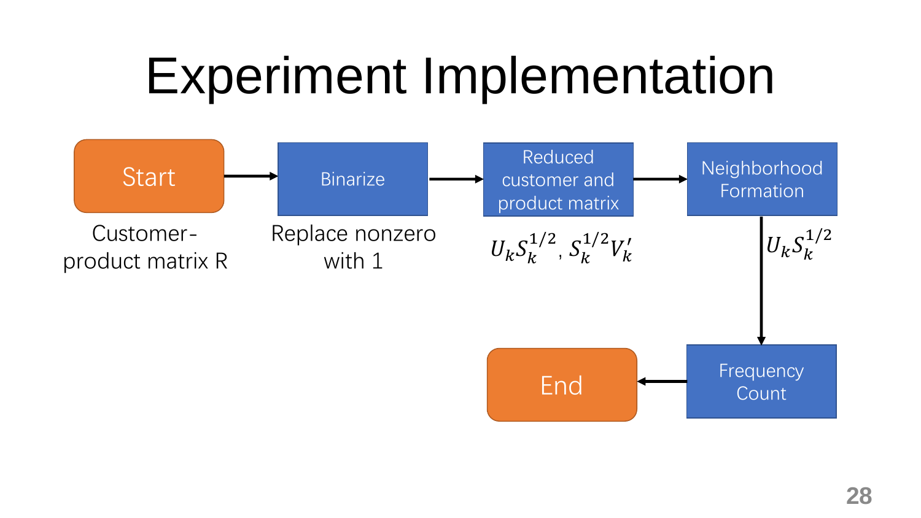# Experiment Implementation

Start → Binarize → Reduced customer and product matrix → Neighborhood Formation → Frequency Count → End

- **Start**: Customer-product matrix R
- **Binarize**: Replace nonzero with 1
- **Reduced customer and product matrix**: $U_k S_k^{1/2}$, $S_k^{1/2} V_k'$
- **Neighborhood Formation**: $U_k S_k^{1/2}$
- **Frequency Count**
- **End**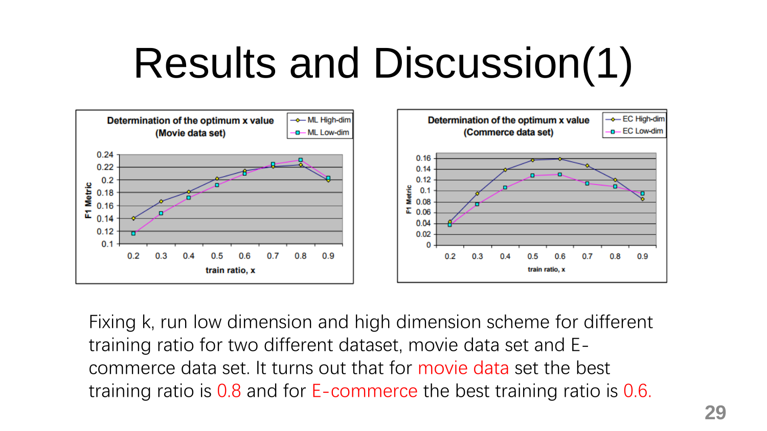# Results and Discussion(1)

Fixing k, run low dimension and high dimension scheme for different training ratio for two different dataset, movie data set and E-commerce data set. It turns out that for movie data set the best training ratio is 0.8 and for E-commerce the best training ratio is 0.6.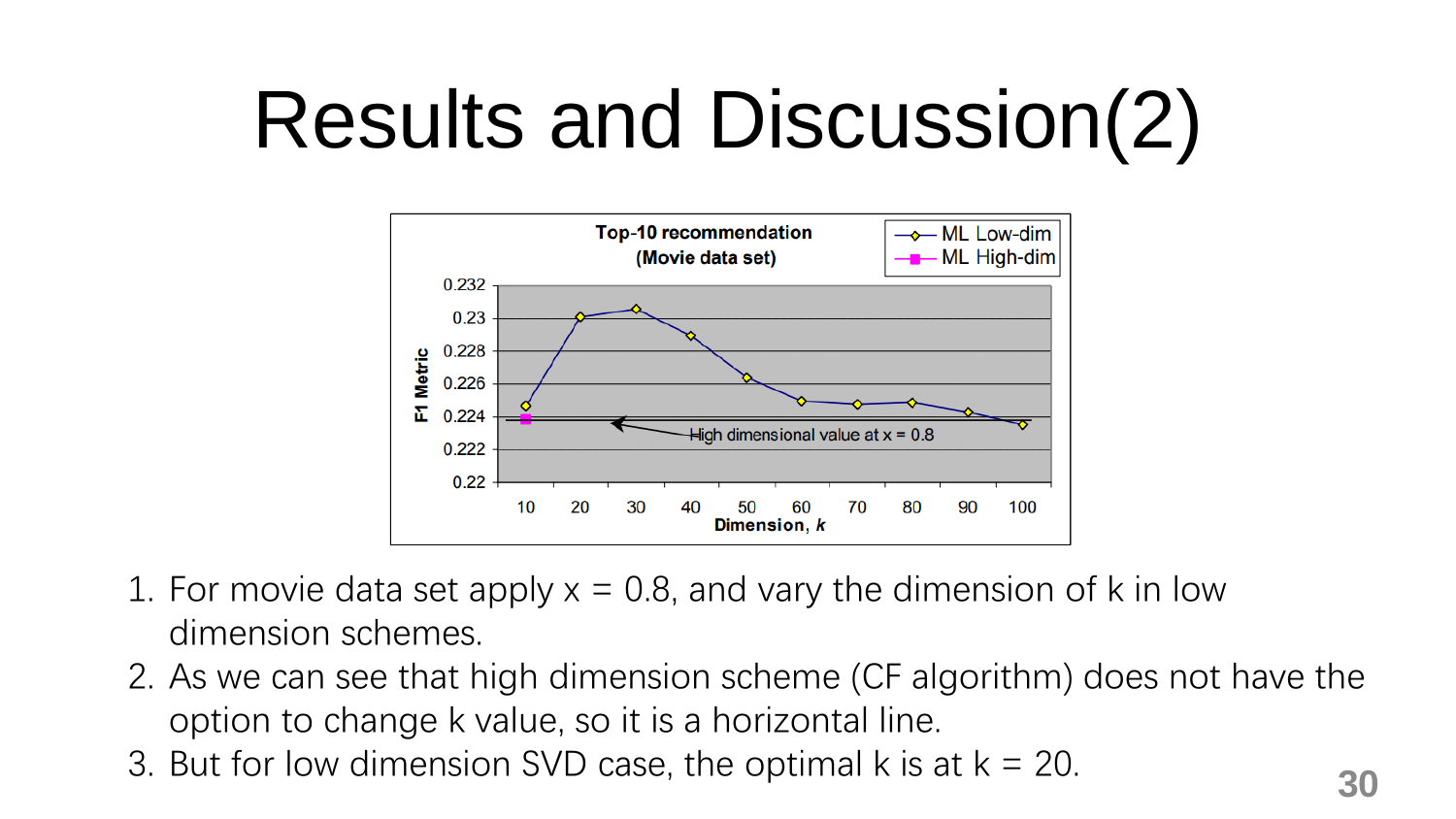# Results and Discussion(2)

1. For movie data set apply x = 0.8, and vary the dimension of k in low dimension schemes.
2. As we can see that high dimension scheme (CF algorithm) does not have the option to change k value, so it is a horizontal line.
3. But for low dimension SVD case, the optimal k is at k = 20.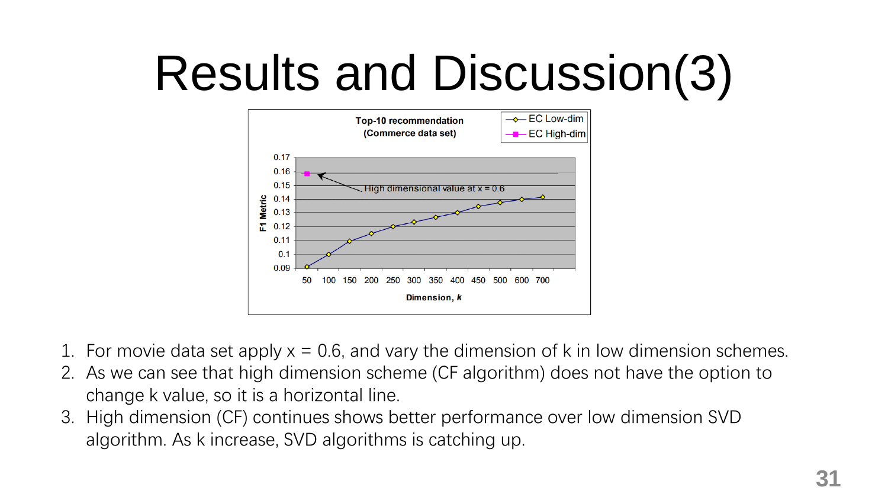# Results and Discussion(3)

1. For movie data set apply x = 0.6, and vary the dimension of k in low dimension schemes.
2. As we can see that high dimension scheme (CF algorithm) does not have the option to change k value, so it is a horizontal line.
3. High dimension (CF) continues shows better performance over low dimension SVD algorithm. As k increase, SVD algorithms is catching up.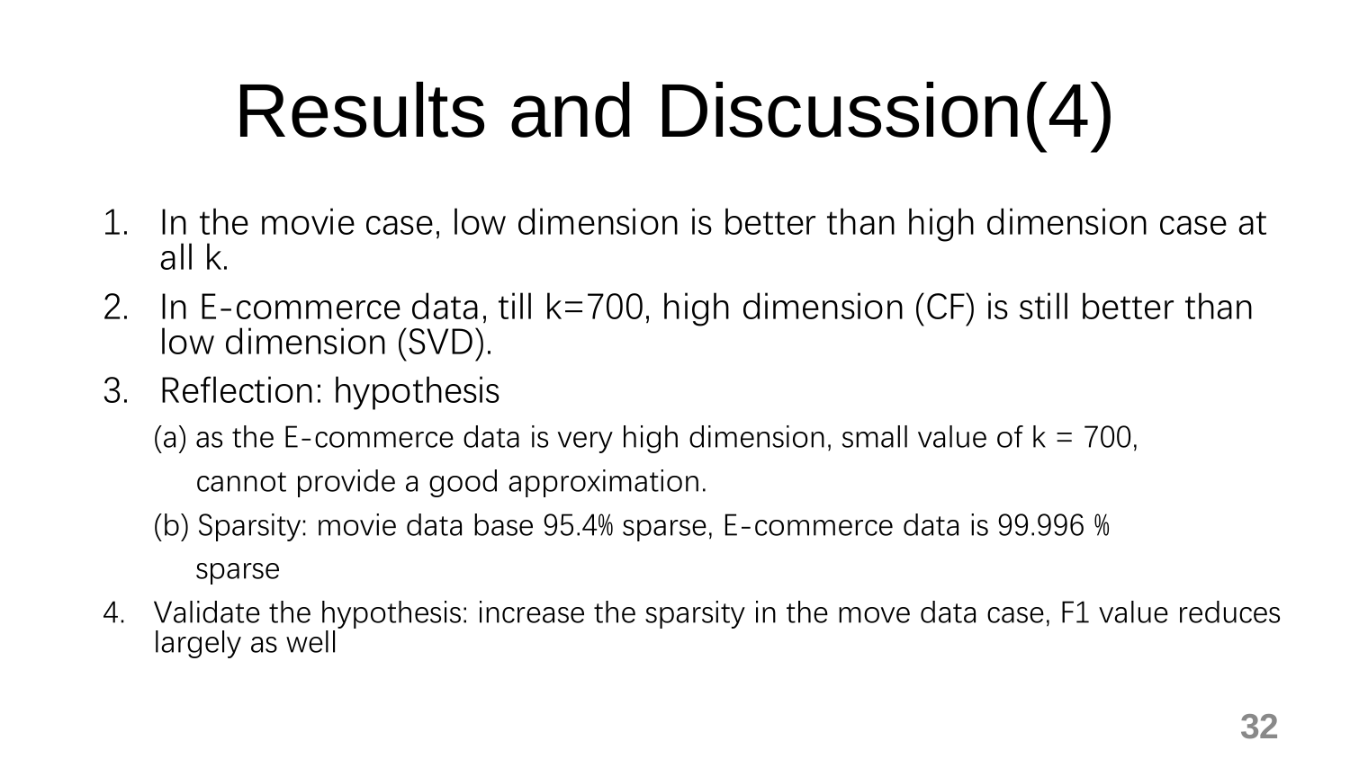# Results and Discussion(4)

1. In the movie case, low dimension is better than high dimension case at all k.
2. In E-commerce data, till k=700, high dimension (CF) is still better than low dimension (SVD).
3. Reflection: hypothesis

   (a) as the E-commerce data is very high dimension, small value of k = 700, cannot provide a good approximation.

   (b) Sparsity: movie data base 95.4% sparse, E-commerce data is 99.996 % sparse
4. Validate the hypothesis: increase the sparsity in the move data case, F1 value reduces largely as well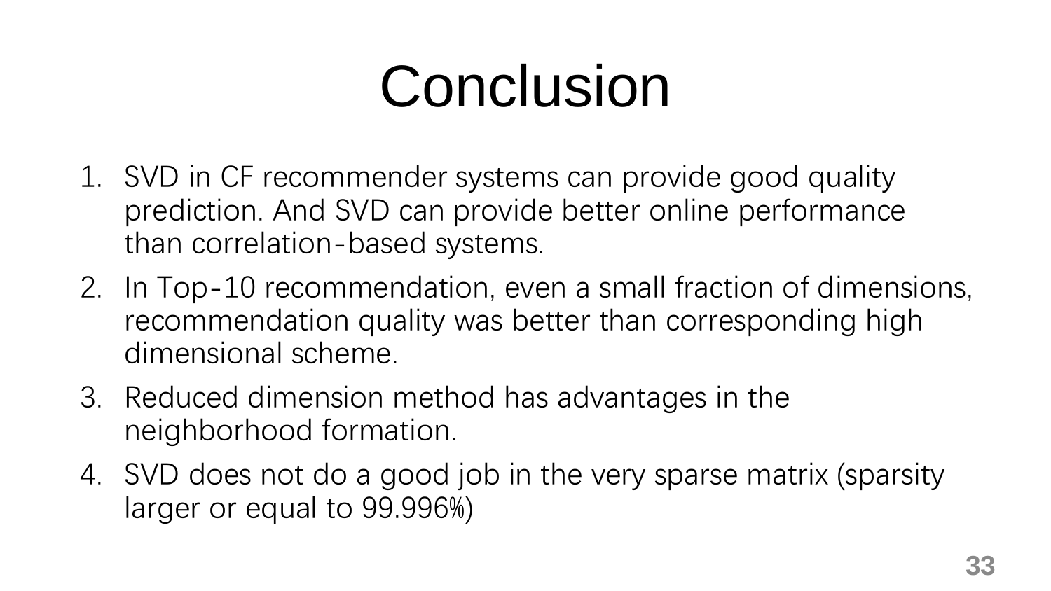# Conclusion

1. SVD in CF recommender systems can provide good quality prediction. And SVD can provide better online performance than correlation-based systems.
2. In Top-10 recommendation, even a small fraction of dimensions, recommendation quality was better than corresponding high dimensional scheme.
3. Reduced dimension method has advantages in the neighborhood formation.
4. SVD does not do a good job in the very sparse matrix (sparsity larger or equal to 99.996%)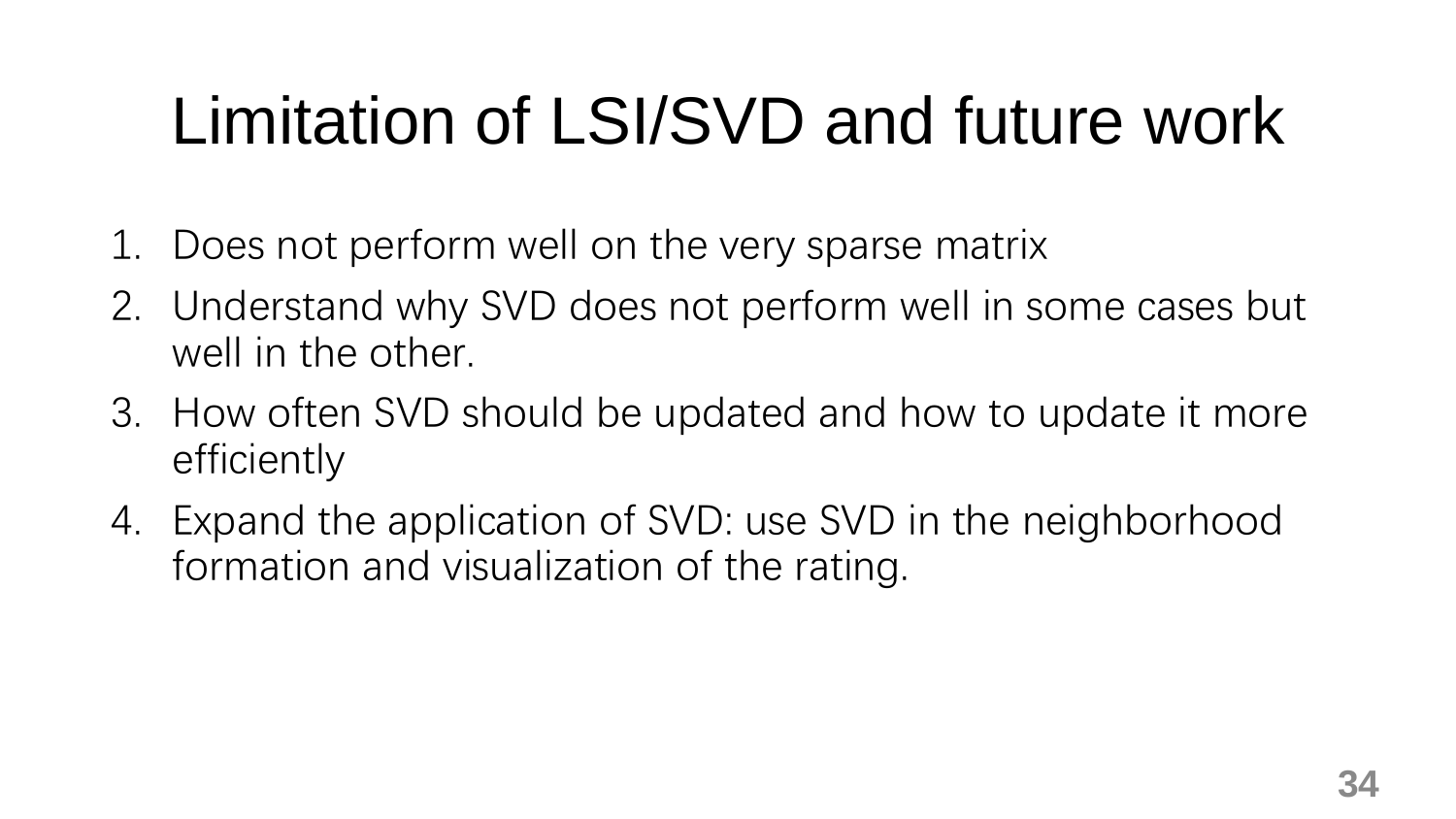# Limitation of LSI/SVD and future work

1. Does not perform well on the very sparse matrix
2. Understand why SVD does not perform well in some cases but well in the other.
3. How often SVD should be updated and how to update it more efficiently
4. Expand the application of SVD: use SVD in the neighborhood formation and visualization of the rating.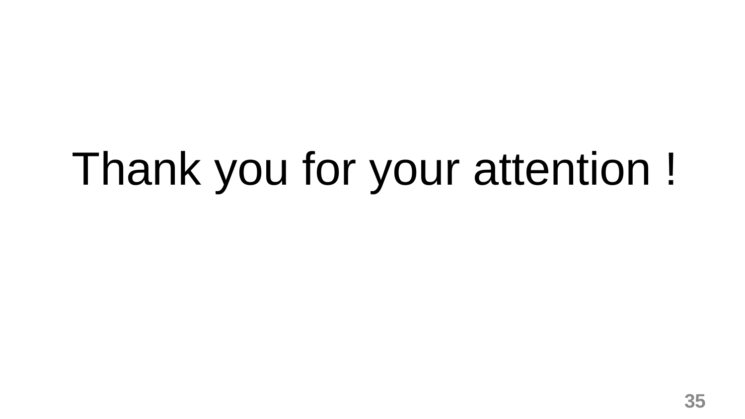Thank you for your attention !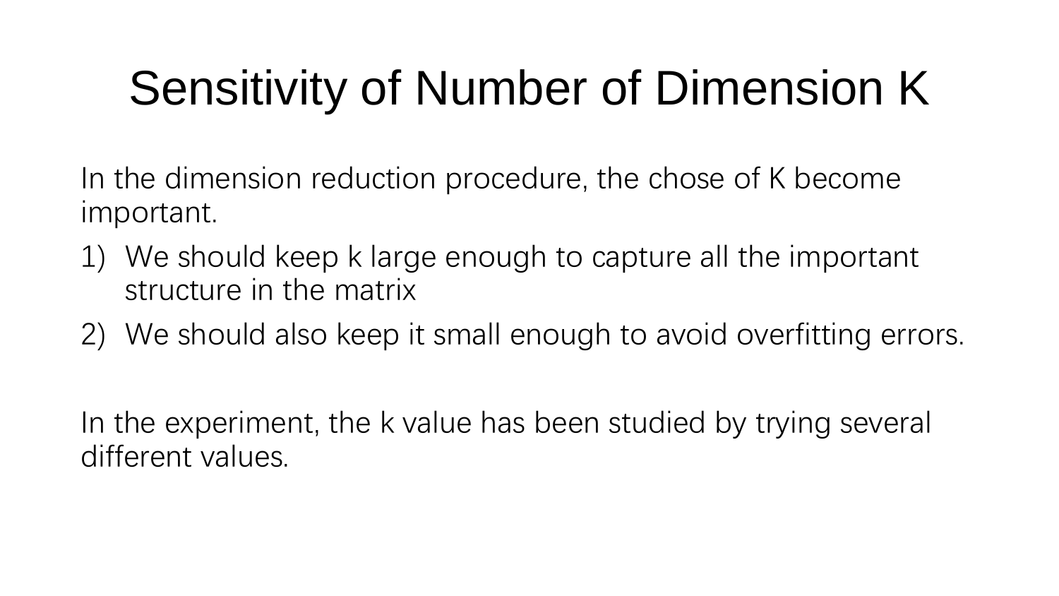# Sensitivity of Number of Dimension K

In the dimension reduction procedure, the chose of K become important.

1) We should keep k large enough to capture all the important structure in the matrix
2) We should also keep it small enough to avoid overfitting errors.

In the experiment, the k value has been studied by trying several different values.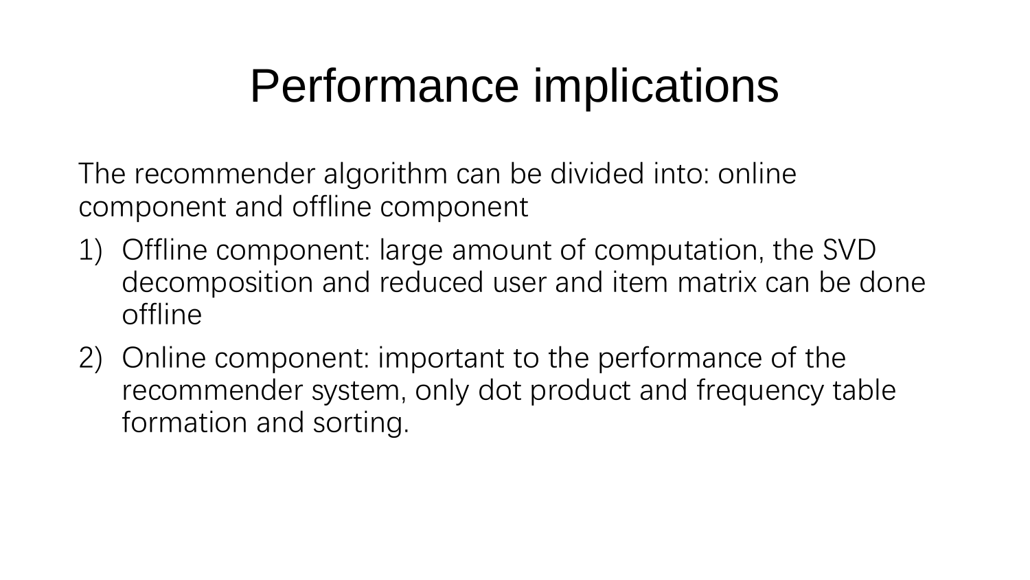# Performance implications

The recommender algorithm can be divided into: online component and offline component

1) Offline component: large amount of computation, the SVD decomposition and reduced user and item matrix can be done offline
2) Online component: important to the performance of the recommender system, only dot product and frequency table formation and sorting.